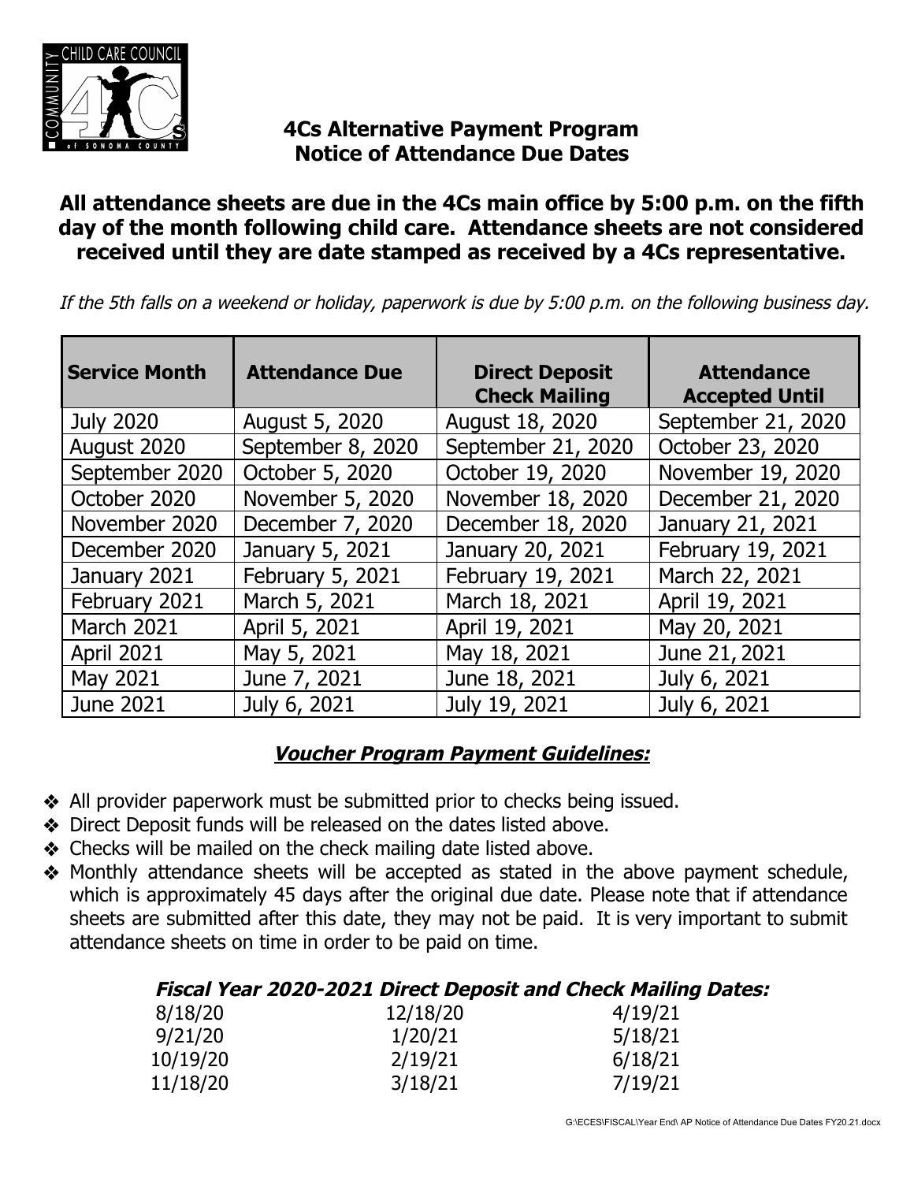# 4Cs Alternative Payment Program
# Notice of Attendance Due Dates

**All attendance sheets are due in the 4Cs main office by 5:00 p.m. on the fifth day of the month following child care. Attendance sheets are not considered received until they are date stamped as received by a 4Cs representative.**

*If the 5th falls on a weekend or holiday, paperwork is due by 5:00 p.m. on the following business day.*

| Service Month | Attendance Due | Direct Deposit Check Mailing | Attendance Accepted Until |
|---|---|---|---|
| July 2020 | August 5, 2020 | August 18, 2020 | September 21, 2020 |
| August 2020 | September 8, 2020 | September 21, 2020 | October 23, 2020 |
| September 2020 | October 5, 2020 | October 19, 2020 | November 19, 2020 |
| October 2020 | November 5, 2020 | November 18, 2020 | December 21, 2020 |
| November 2020 | December 7, 2020 | December 18, 2020 | January 21, 2021 |
| December 2020 | January 5, 2021 | January 20, 2021 | February 19, 2021 |
| January 2021 | February 5, 2021 | February 19, 2021 | March 22, 2021 |
| February 2021 | March 5, 2021 | March 18, 2021 | April 19, 2021 |
| March 2021 | April 5, 2021 | April 19, 2021 | May 20, 2021 |
| April 2021 | May 5, 2021 | May 18, 2021 | June 21, 2021 |
| May 2021 | June 7, 2021 | June 18, 2021 | July 6, 2021 |
| June 2021 | July 6, 2021 | July 19, 2021 | July 6, 2021 |

## ***Voucher Program Payment Guidelines:***

- All provider paperwork must be submitted prior to checks being issued.
- Direct Deposit funds will be released on the dates listed above.
- Checks will be mailed on the check mailing date listed above.
- Monthly attendance sheets will be accepted as stated in the above payment schedule, which is approximately 45 days after the original due date. Please note that if attendance sheets are submitted after this date, they may not be paid. It is very important to submit attendance sheets on time in order to be paid on time.

### ***Fiscal Year 2020-2021 Direct Deposit and Check Mailing Dates:***

| | | |
|---|---|---|
| 8/18/20 | 12/18/20 | 4/19/21 |
| 9/21/20 | 1/20/21 | 5/18/21 |
| 10/19/20 | 2/19/21 | 6/18/21 |
| 11/18/20 | 3/18/21 | 7/19/21 |

G:\ECES\FISCAL\Year End\ AP Notice of Attendance Due Dates FY20.21.docx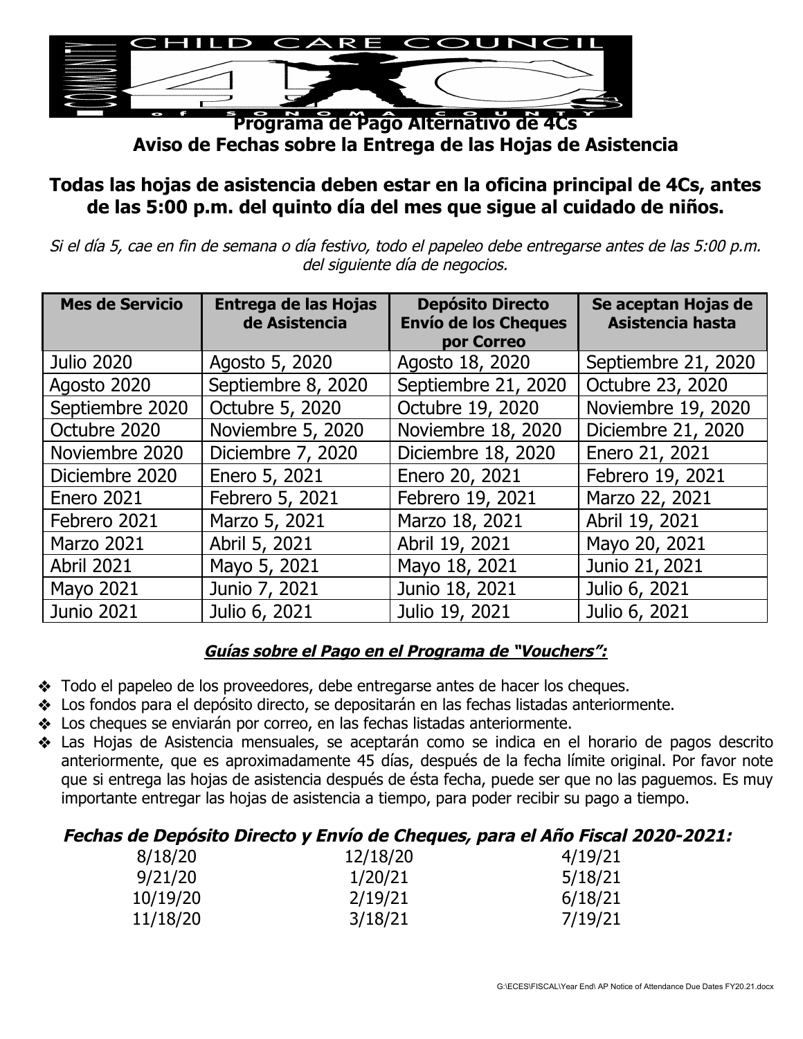CHILD CARE COUNCIL

COMMUNITY 4Cs of SONOMA COUNTY

**Programa de Pago Alternativo de 4Cs**
**Aviso de Fechas sobre la Entrega de las Hojas de Asistencia**

**Todas las hojas de asistencia deben estar en la oficina principal de 4Cs, antes de las 5:00 p.m. del quinto día del mes que sigue al cuidado de niños.**

*Si el día 5, cae en fin de semana o día festivo, todo el papeleo debe entregarse antes de las 5:00 p.m. del siguiente día de negocios.*

| Mes de Servicio | Entrega de las Hojas de Asistencia | Depósito Directo Envío de los Cheques por Correo | Se aceptan Hojas de Asistencia hasta |
|---|---|---|---|
| Julio 2020 | Agosto 5, 2020 | Agosto 18, 2020 | Septiembre 21, 2020 |
| Agosto 2020 | Septiembre 8, 2020 | Septiembre 21, 2020 | Octubre 23, 2020 |
| Septiembre 2020 | Octubre 5, 2020 | Octubre 19, 2020 | Noviembre 19, 2020 |
| Octubre 2020 | Noviembre 5, 2020 | Noviembre 18, 2020 | Diciembre 21, 2020 |
| Noviembre 2020 | Diciembre 7, 2020 | Diciembre 18, 2020 | Enero 21, 2021 |
| Diciembre 2020 | Enero 5, 2021 | Enero 20, 2021 | Febrero 19, 2021 |
| Enero 2021 | Febrero 5, 2021 | Febrero 19, 2021 | Marzo 22, 2021 |
| Febrero 2021 | Marzo 5, 2021 | Marzo 18, 2021 | Abril 19, 2021 |
| Marzo 2021 | Abril 5, 2021 | Abril 19, 2021 | Mayo 20, 2021 |
| Abril 2021 | Mayo 5, 2021 | Mayo 18, 2021 | Junio 21, 2021 |
| Mayo 2021 | Junio 7, 2021 | Junio 18, 2021 | Julio 6, 2021 |
| Junio 2021 | Julio 6, 2021 | Julio 19, 2021 | Julio 6, 2021 |

***Guías sobre el Pago en el Programa de "Vouchers":***

- Todo el papeleo de los proveedores, debe entregarse antes de hacer los cheques.
- Los fondos para el depósito directo, se depositarán en las fechas listadas anteriormente.
- Los cheques se enviarán por correo, en las fechas listadas anteriormente.
- Las Hojas de Asistencia mensuales, se aceptarán como se indica en el horario de pagos descrito anteriormente, que es aproximadamente 45 días, después de la fecha límite original. Por favor note que si entrega las hojas de asistencia después de ésta fecha, puede ser que no las paguemos. Es muy importante entregar las hojas de asistencia a tiempo, para poder recibir su pago a tiempo.

***Fechas de Depósito Directo y Envío de Cheques, para el Año Fiscal 2020-2021:***

| | | |
|---|---|---|
| 8/18/20 | 12/18/20 | 4/19/21 |
| 9/21/20 | 1/20/21 | 5/18/21 |
| 10/19/20 | 2/19/21 | 6/18/21 |
| 11/18/20 | 3/18/21 | 7/19/21 |

G:\ECES\FISCAL\Year End\ AP Notice of Attendance Due Dates FY20.21.docx